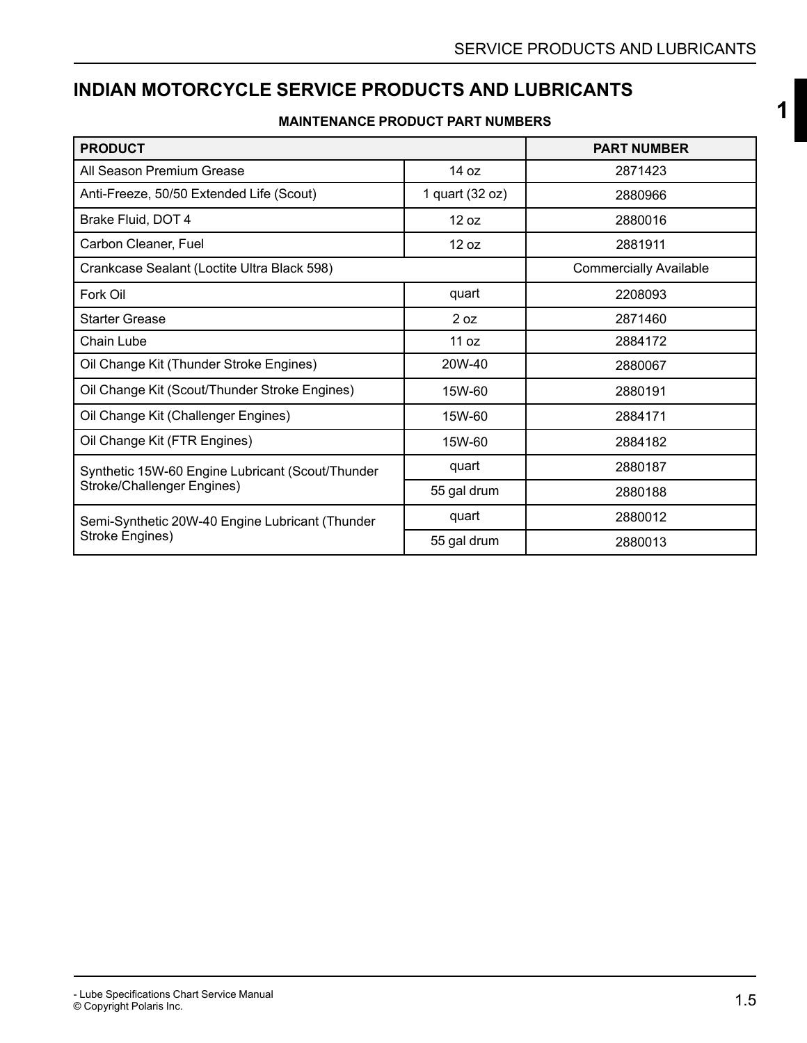# INDIAN MOTORCYCLE SERVICE PRODUCTS AND LUBRICANTS

**MAINTENANCE PRODUCT PART NUMBERS**

| PRODUCT | | PART NUMBER |
|---|---|---|
| All Season Premium Grease | 14 oz | 2871423 |
| Anti-Freeze, 50/50 Extended Life (Scout) | 1 quart (32 oz) | 2880966 |
| Brake Fluid, DOT 4 | 12 oz | 2880016 |
| Carbon Cleaner, Fuel | 12 oz | 2881911 |
| Crankcase Sealant (Loctite Ultra Black 598) | | Commercially Available |
| Fork Oil | quart | 2208093 |
| Starter Grease | 2 oz | 2871460 |
| Chain Lube | 11 oz | 2884172 |
| Oil Change Kit (Thunder Stroke Engines) | 20W-40 | 2880067 |
| Oil Change Kit (Scout/Thunder Stroke Engines) | 15W-60 | 2880191 |
| Oil Change Kit (Challenger Engines) | 15W-60 | 2884171 |
| Oil Change Kit (FTR Engines) | 15W-60 | 2884182 |
| Synthetic 15W-60 Engine Lubricant (Scout/Thunder Stroke/Challenger Engines) | quart | 2880187 |
| | 55 gal drum | 2880188 |
| Semi-Synthetic 20W-40 Engine Lubricant (Thunder Stroke Engines) | quart | 2880012 |
| | 55 gal drum | 2880013 |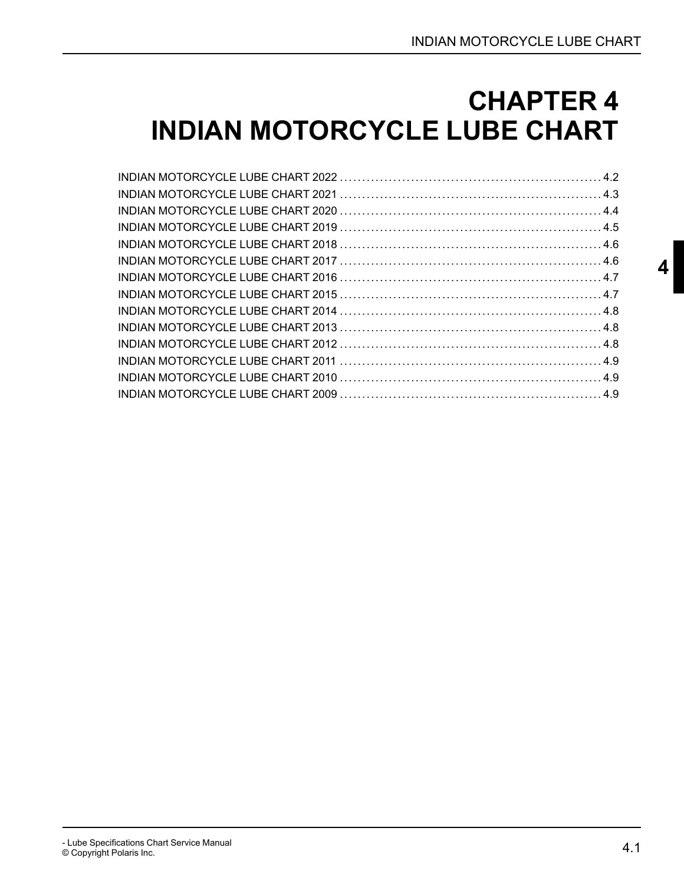# CHAPTER 4
# INDIAN MOTORCYCLE LUBE CHART

INDIAN MOTORCYCLE LUBE CHART 2022 .......................................................... 4.2
INDIAN MOTORCYCLE LUBE CHART 2021 .......................................................... 4.3
INDIAN MOTORCYCLE LUBE CHART 2020 .......................................................... 4.4
INDIAN MOTORCYCLE LUBE CHART 2019 .......................................................... 4.5
INDIAN MOTORCYCLE LUBE CHART 2018 .......................................................... 4.6
INDIAN MOTORCYCLE LUBE CHART 2017 .......................................................... 4.6
INDIAN MOTORCYCLE LUBE CHART 2016 .......................................................... 4.7
INDIAN MOTORCYCLE LUBE CHART 2015 .......................................................... 4.7
INDIAN MOTORCYCLE LUBE CHART 2014 .......................................................... 4.8
INDIAN MOTORCYCLE LUBE CHART 2013 .......................................................... 4.8
INDIAN MOTORCYCLE LUBE CHART 2012 .......................................................... 4.8
INDIAN MOTORCYCLE LUBE CHART 2011 .......................................................... 4.9
INDIAN MOTORCYCLE LUBE CHART 2010 .......................................................... 4.9
INDIAN MOTORCYCLE LUBE CHART 2009 .......................................................... 4.9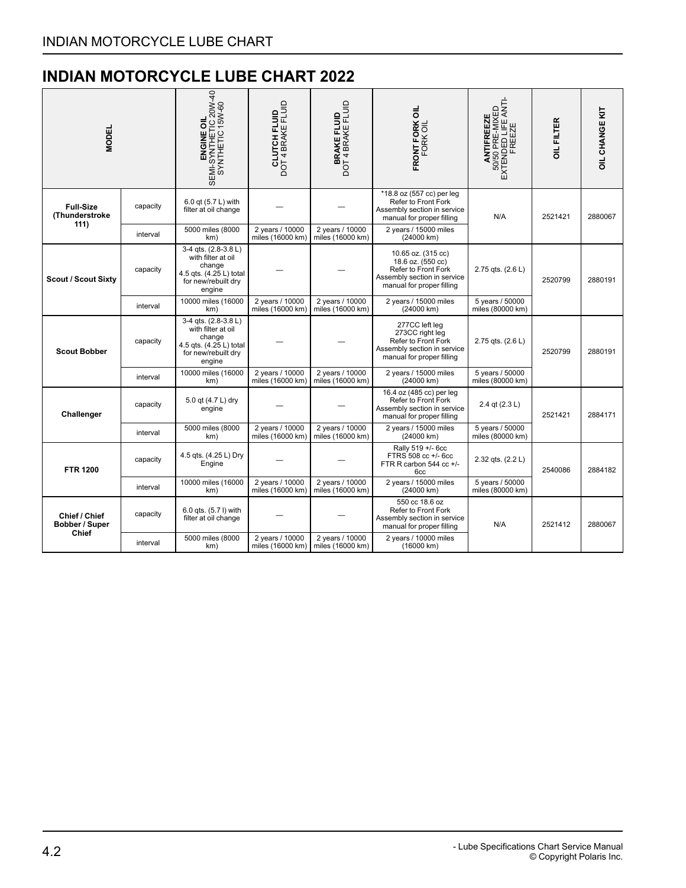# INDIAN MOTORCYCLE LUBE CHART 2022

| MODEL | | ENGINE OIL SEMI-SYNTHETIC 20W-40 SYNTHETIC 15W-60 | CLUTCH FLUID DOT 4 BRAKE FLUID | BRAKE FLUID DOT 4 BRAKE FLUID | FRONT FORK OIL FORK OIL | ANTIFREEZE 50/50 PRE-MIXED EXTENDED LIFE ANTI-FREEZE | OIL FILTER | OIL CHANGE KIT |
|---|---|---|---|---|---|---|---|---|
| **Full-Size (Thunderstroke 111)** | capacity | 6.0 qt (5.7 L) with filter at oil change | — | — | *18.8 oz (557 cc) per leg Refer to Front Fork Assembly section in service manual for proper filling | N/A | 2521421 | 2880067 |
| | interval | 5000 miles (8000 km) | 2 years / 10000 miles (16000 km) | 2 years / 10000 miles (16000 km) | 2 years / 15000 miles (24000 km) | | | |
| **Scout / Scout Sixty** | capacity | 3-4 qts. (2.8-3.8 L) with filter at oil change 4.5 qts. (4.25 L) total for new/rebuilt dry engine | — | — | 10.65 oz. (315 cc) 18.6 oz. (550 cc) Refer to Front Fork Assembly section in service manual for proper filling | 2.75 qts. (2.6 L) | 2520799 | 2880191 |
| | interval | 10000 miles (16000 km) | 2 years / 10000 miles (16000 km) | 2 years / 10000 miles (16000 km) | 2 years / 15000 miles (24000 km) | 5 years / 50000 miles (80000 km) | | |
| **Scout Bobber** | capacity | 3-4 qts. (2.8-3.8 L) with filter at oil change 4.5 qts. (4.25 L) total for new/rebuilt dry engine | — | — | 277CC left leg 273CC right leg Refer to Front Fork Assembly section in service manual for proper filling | 2.75 qts. (2.6 L) | 2520799 | 2880191 |
| | interval | 10000 miles (16000 km) | 2 years / 10000 miles (16000 km) | 2 years / 10000 miles (16000 km) | 2 years / 15000 miles (24000 km) | 5 years / 50000 miles (80000 km) | | |
| **Challenger** | capacity | 5.0 qt (4.7 L) dry engine | — | — | 16.4 oz (485 cc) per leg Refer to Front Fork Assembly section in service manual for proper filling | 2.4 qt (2.3 L) | 2521421 | 2884171 |
| | interval | 5000 miles (8000 km) | 2 years / 10000 miles (16000 km) | 2 years / 10000 miles (16000 km) | 2 years / 15000 miles (24000 km) | 5 years / 50000 miles (80000 km) | | |
| **FTR 1200** | capacity | 4.5 qts. (4.25 L) Dry Engine | — | — | Rally 519 +/- 6cc FTRS 508 cc +/- 6cc FTR R carbon 544 cc +/- 6cc | 2.32 qts. (2.2 L) | 2540086 | 2884182 |
| | interval | 10000 miles (16000 km) | 2 years / 10000 miles (16000 km) | 2 years / 10000 miles (16000 km) | 2 years / 15000 miles (24000 km) | 5 years / 50000 miles (80000 km) | | |
| **Chief / Chief Bobber / Super Chief** | capacity | 6.0 qts. (5.7 l) with filter at oil change | — | — | 550 cc 18.6 oz Refer to Front Fork Assembly section in service manual for proper filling | N/A | 2521412 | 2880067 |
| | interval | 5000 miles (8000 km) | 2 years / 10000 miles (16000 km) | 2 years / 10000 miles (16000 km) | 2 years / 10000 miles (16000 km) | | | |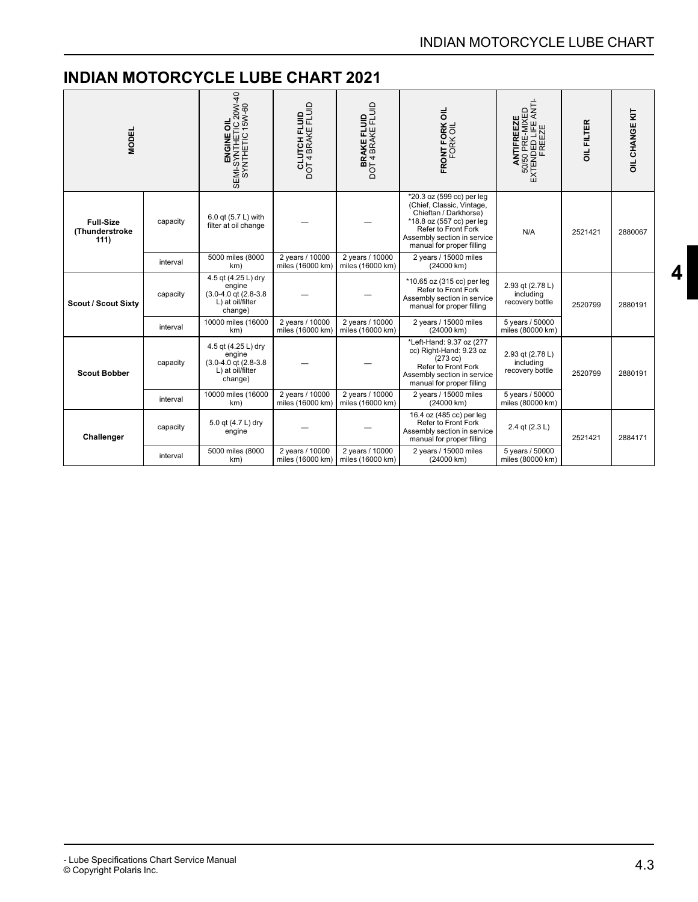## INDIAN MOTORCYCLE LUBE CHART 2021

| MODEL | | ENGINE OIL SEMI-SYNTHETIC 20W-40 SYNTHETIC 15W-60 | CLUTCH FLUID DOT 4 BRAKE FLUID | BRAKE FLUID DOT 4 BRAKE FLUID | FRONT FORK OIL FORK OIL | ANTIFREEZE 50/50 PRE-MIXED EXTENDED LIFE ANTI-FREEZE | OIL FILTER | OIL CHANGE KIT |
|---|---|---|---|---|---|---|---|---|
| **Full-Size (Thunderstroke 111)** | capacity | 6.0 qt (5.7 L) with filter at oil change | — | — | *20.3 oz (599 cc) per leg (Chief, Classic, Vintage, Chieftan / Darkhorse) *18.8 oz (557 cc) per leg Refer to Front Fork Assembly section in service manual for proper filling | N/A | 2521421 | 2880067 |
| | interval | 5000 miles (8000 km) | 2 years / 10000 miles (16000 km) | 2 years / 10000 miles (16000 km) | 2 years / 15000 miles (24000 km) | | | |
| **Scout / Scout Sixty** | capacity | 4.5 qt (4.25 L) dry engine (3.0-4.0 qt (2.8-3.8 L) at oil/filter change) | — | — | *10.65 oz (315 cc) per leg Refer to Front Fork Assembly section in service manual for proper filling | 2.93 qt (2.78 L) including recovery bottle | 2520799 | 2880191 |
| | interval | 10000 miles (16000 km) | 2 years / 10000 miles (16000 km) | 2 years / 10000 miles (16000 km) | 2 years / 15000 miles (24000 km) | 5 years / 50000 miles (80000 km) | | |
| **Scout Bobber** | capacity | 4.5 qt (4.25 L) dry engine (3.0-4.0 qt (2.8-3.8 L) at oil/filter change) | — | — | *Left-Hand: 9.37 oz (277 cc) Right-Hand: 9.23 oz (273 cc) Refer to Front Fork Assembly section in service manual for proper filling | 2.93 qt (2.78 L) including recovery bottle | 2520799 | 2880191 |
| | interval | 10000 miles (16000 km) | 2 years / 10000 miles (16000 km) | 2 years / 10000 miles (16000 km) | 2 years / 15000 miles (24000 km) | 5 years / 50000 miles (80000 km) | | |
| **Challenger** | capacity | 5.0 qt (4.7 L) dry engine | — | — | 16.4 oz (485 cc) per leg Refer to Front Fork Assembly section in service manual for proper filling | 2.4 qt (2.3 L) | 2521421 | 2884171 |
| | interval | 5000 miles (8000 km) | 2 years / 10000 miles (16000 km) | 2 years / 10000 miles (16000 km) | 2 years / 15000 miles (24000 km) | 5 years / 50000 miles (80000 km) | | |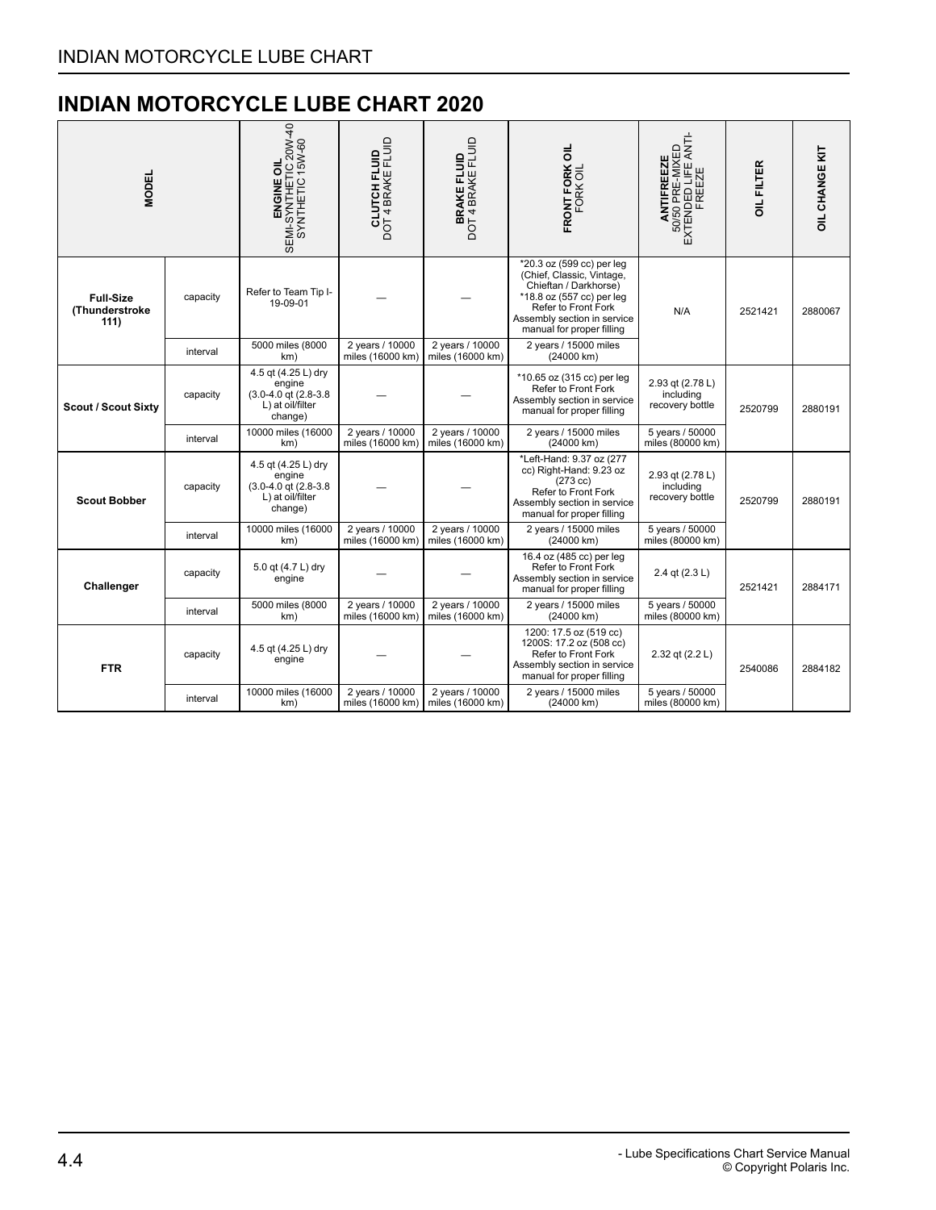# INDIAN MOTORCYCLE LUBE CHART 2020

| MODEL | | **ENGINE OIL** SEMI-SYNTHETIC 20W-40 SYNTHETIC 15W-60 | **CLUTCH FLUID** DOT 4 BRAKE FLUID | **BRAKE FLUID** DOT 4 BRAKE FLUID | **FRONT FORK OIL** FORK OIL | **ANTIFREEZE** 50/50 PRE-MIXED EXTENDED LIFE ANTI-FREEZE | **OIL FILTER** | **OIL CHANGE KIT** |
|---|---|---|---|---|---|---|---|---|
| **Full-Size (Thunderstroke 111)** | capacity | Refer to Team Tip I-19-09-01 | — | — | *20.3 oz (599 cc) per leg (Chief, Classic, Vintage, Chieftan / Darkhorse) *18.8 oz (557 cc) per leg Refer to Front Fork Assembly section in service manual for proper filling | N/A | 2521421 | 2880067 |
| | interval | 5000 miles (8000 km) | 2 years / 10000 miles (16000 km) | 2 years / 10000 miles (16000 km) | 2 years / 15000 miles (24000 km) | | | |
| **Scout / Scout Sixty** | capacity | 4.5 qt (4.25 L) dry engine (3.0-4.0 qt (2.8-3.8 L) at oil/filter change) | — | — | *10.65 oz (315 cc) per leg Refer to Front Fork Assembly section in service manual for proper filling | 2.93 qt (2.78 L) including recovery bottle | 2520799 | 2880191 |
| | interval | 10000 miles (16000 km) | 2 years / 10000 miles (16000 km) | 2 years / 10000 miles (16000 km) | 2 years / 15000 miles (24000 km) | 5 years / 50000 miles (80000 km) | | |
| **Scout Bobber** | capacity | 4.5 qt (4.25 L) dry engine (3.0-4.0 qt (2.8-3.8 L) at oil/filter change) | — | — | *Left-Hand: 9.37 oz (277 cc) Right-Hand: 9.23 oz (273 cc) Refer to Front Fork Assembly section in service manual for proper filling | 2.93 qt (2.78 L) including recovery bottle | 2520799 | 2880191 |
| | interval | 10000 miles (16000 km) | 2 years / 10000 miles (16000 km) | 2 years / 10000 miles (16000 km) | 2 years / 15000 miles (24000 km) | 5 years / 50000 miles (80000 km) | | |
| **Challenger** | capacity | 5.0 qt (4.7 L) dry engine | — | — | 16.4 oz (485 cc) per leg Refer to Front Fork Assembly section in service manual for proper filling | 2.4 qt (2.3 L) | 2521421 | 2884171 |
| | interval | 5000 miles (8000 km) | 2 years / 10000 miles (16000 km) | 2 years / 10000 miles (16000 km) | 2 years / 15000 miles (24000 km) | 5 years / 50000 miles (80000 km) | | |
| **FTR** | capacity | 4.5 qt (4.25 L) dry engine | — | — | 1200: 17.5 oz (519 cc) 1200S: 17.2 oz (508 cc) Refer to Front Fork Assembly section in service manual for proper filling | 2.32 qt (2.2 L) | 2540086 | 2884182 |
| | interval | 10000 miles (16000 km) | 2 years / 10000 miles (16000 km) | 2 years / 10000 miles (16000 km) | 2 years / 15000 miles (24000 km) | 5 years / 50000 miles (80000 km) | | |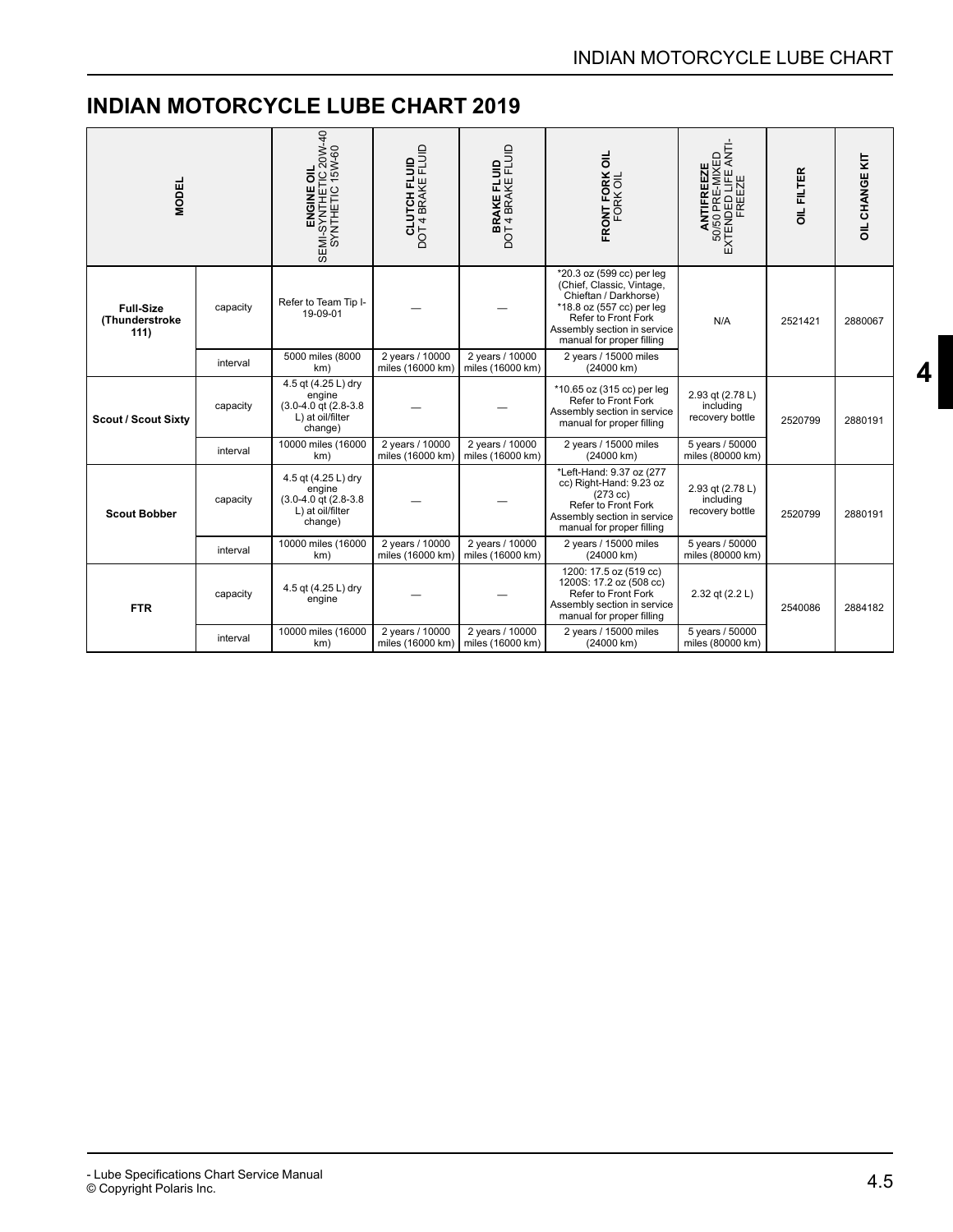## INDIAN MOTORCYCLE LUBE CHART 2019

| MODEL | | **ENGINE OIL** SEMI-SYNTHETIC 20W-40 SYNTHETIC 15W-60 | **CLUTCH FLUID** DOT 4 BRAKE FLUID | **BRAKE FLUID** DOT 4 BRAKE FLUID | **FRONT FORK OIL** FORK OIL | **ANTIFREEZE** 50/50 PRE-MIXED EXTENDED LIFE ANTI-FREEZE | **OIL FILTER** | **OIL CHANGE KIT** |
|---|---|---|---|---|---|---|---|---|
| **Full-Size (Thunderstroke 111)** | capacity | Refer to Team Tip I-19-09-01 | — | — | *20.3 oz (599 cc) per leg (Chief, Classic, Vintage, Chieftan / Darkhorse) *18.8 oz (557 cc) per leg Refer to Front Fork Assembly section in service manual for proper filling | N/A | 2521421 | 2880067 |
| | interval | 5000 miles (8000 km) | 2 years / 10000 miles (16000 km) | 2 years / 10000 miles (16000 km) | 2 years / 15000 miles (24000 km) | | | |
| **Scout / Scout Sixty** | capacity | 4.5 qt (4.25 L) dry engine (3.0-4.0 qt (2.8-3.8 L) at oil/filter change) | — | — | *10.65 oz (315 cc) per leg Refer to Front Fork Assembly section in service manual for proper filling | 2.93 qt (2.78 L) including recovery bottle | 2520799 | 2880191 |
| | interval | 10000 miles (16000 km) | 2 years / 10000 miles (16000 km) | 2 years / 10000 miles (16000 km) | 2 years / 15000 miles (24000 km) | 5 years / 50000 miles (80000 km) | | |
| **Scout Bobber** | capacity | 4.5 qt (4.25 L) dry engine (3.0-4.0 qt (2.8-3.8 L) at oil/filter change) | — | — | *Left-Hand: 9.37 oz (277 cc) Right-Hand: 9.23 oz (273 cc) Refer to Front Fork Assembly section in service manual for proper filling | 2.93 qt (2.78 L) including recovery bottle | 2520799 | 2880191 |
| | interval | 10000 miles (16000 km) | 2 years / 10000 miles (16000 km) | 2 years / 10000 miles (16000 km) | 2 years / 15000 miles (24000 km) | 5 years / 50000 miles (80000 km) | | |
| **FTR** | capacity | 4.5 qt (4.25 L) dry engine | — | — | 1200: 17.5 oz (519 cc) 1200S: 17.2 oz (508 cc) Refer to Front Fork Assembly section in service manual for proper filling | 2.32 qt (2.2 L) | 2540086 | 2884182 |
| | interval | 10000 miles (16000 km) | 2 years / 10000 miles (16000 km) | 2 years / 10000 miles (16000 km) | 2 years / 15000 miles (24000 km) | 5 years / 50000 miles (80000 km) | | |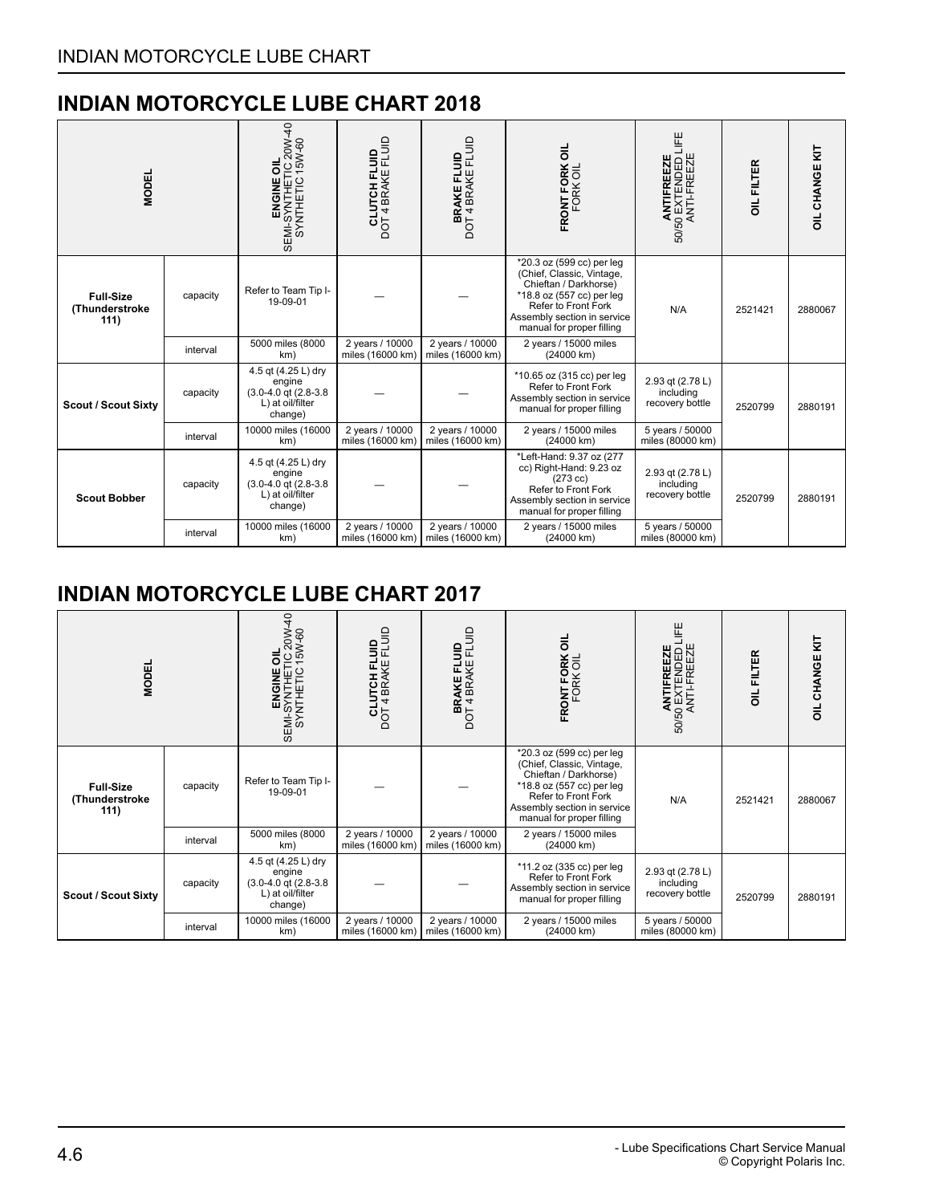## INDIAN MOTORCYCLE LUBE CHART 2018

| MODEL | | ENGINE OIL SEMI-SYNTHETIC 20W-40 SYNTHETIC 15W-60 | CLUTCH FLUID DOT 4 BRAKE FLUID | BRAKE FLUID DOT 4 BRAKE FLUID | FRONT FORK OIL FORK OIL | ANTIFREEZE 50/50 EXTENDED LIFE ANTI-FREEZE | OIL FILTER | OIL CHANGE KIT |
|---|---|---|---|---|---|---|---|---|
| **Full-Size (Thunderstroke 111)** | capacity | Refer to Team Tip I-19-09-01 | — | — | *20.3 oz (599 cc) per leg (Chief, Classic, Vintage, Chieftan / Darkhorse) *18.8 oz (557 cc) per leg Refer to Front Fork Assembly section in service manual for proper filling | N/A | 2521421 | 2880067 |
| | interval | 5000 miles (8000 km) | 2 years / 10000 miles (16000 km) | 2 years / 10000 miles (16000 km) | 2 years / 15000 miles (24000 km) | | | |
| **Scout / Scout Sixty** | capacity | 4.5 qt (4.25 L) dry engine (3.0-4.0 qt (2.8-3.8 L) at oil/filter change) | — | — | *10.65 oz (315 cc) per leg Refer to Front Fork Assembly section in service manual for proper filling | 2.93 qt (2.78 L) including recovery bottle | 2520799 | 2880191 |
| | interval | 10000 miles (16000 km) | 2 years / 10000 miles (16000 km) | 2 years / 10000 miles (16000 km) | 2 years / 15000 miles (24000 km) | 5 years / 50000 miles (80000 km) | | |
| **Scout Bobber** | capacity | 4.5 qt (4.25 L) dry engine (3.0-4.0 qt (2.8-3.8 L) at oil/filter change) | — | — | *Left-Hand: 9.37 oz (277 cc) Right-Hand: 9.23 oz (273 cc) Refer to Front Fork Assembly section in service manual for proper filling | 2.93 qt (2.78 L) including recovery bottle | 2520799 | 2880191 |
| | interval | 10000 miles (16000 km) | 2 years / 10000 miles (16000 km) | 2 years / 10000 miles (16000 km) | 2 years / 15000 miles (24000 km) | 5 years / 50000 miles (80000 km) | | |

## INDIAN MOTORCYCLE LUBE CHART 2017

| MODEL | | ENGINE OIL SEMI-SYNTHETIC 20W-40 SYNTHETIC 15W-60 | CLUTCH FLUID DOT 4 BRAKE FLUID | BRAKE FLUID DOT 4 BRAKE FLUID | FRONT FORK OIL FORK OIL | ANTIFREEZE 50/50 EXTENDED LIFE ANTI-FREEZE | OIL FILTER | OIL CHANGE KIT |
|---|---|---|---|---|---|---|---|---|
| **Full-Size (Thunderstroke 111)** | capacity | Refer to Team Tip I-19-09-01 | — | — | *20.3 oz (599 cc) per leg (Chief, Classic, Vintage, Chieftan / Darkhorse) *18.8 oz (557 cc) per leg Refer to Front Fork Assembly section in service manual for proper filling | N/A | 2521421 | 2880067 |
| | interval | 5000 miles (8000 km) | 2 years / 10000 miles (16000 km) | 2 years / 10000 miles (16000 km) | 2 years / 15000 miles (24000 km) | | | |
| **Scout / Scout Sixty** | capacity | 4.5 qt (4.25 L) dry engine (3.0-4.0 qt (2.8-3.8 L) at oil/filter change) | — | — | *11.2 oz (335 cc) per leg Refer to Front Fork Assembly section in service manual for proper filling | 2.93 qt (2.78 L) including recovery bottle | 2520799 | 2880191 |
| | interval | 10000 miles (16000 km) | 2 years / 10000 miles (16000 km) | 2 years / 10000 miles (16000 km) | 2 years / 15000 miles (24000 km) | 5 years / 50000 miles (80000 km) | | |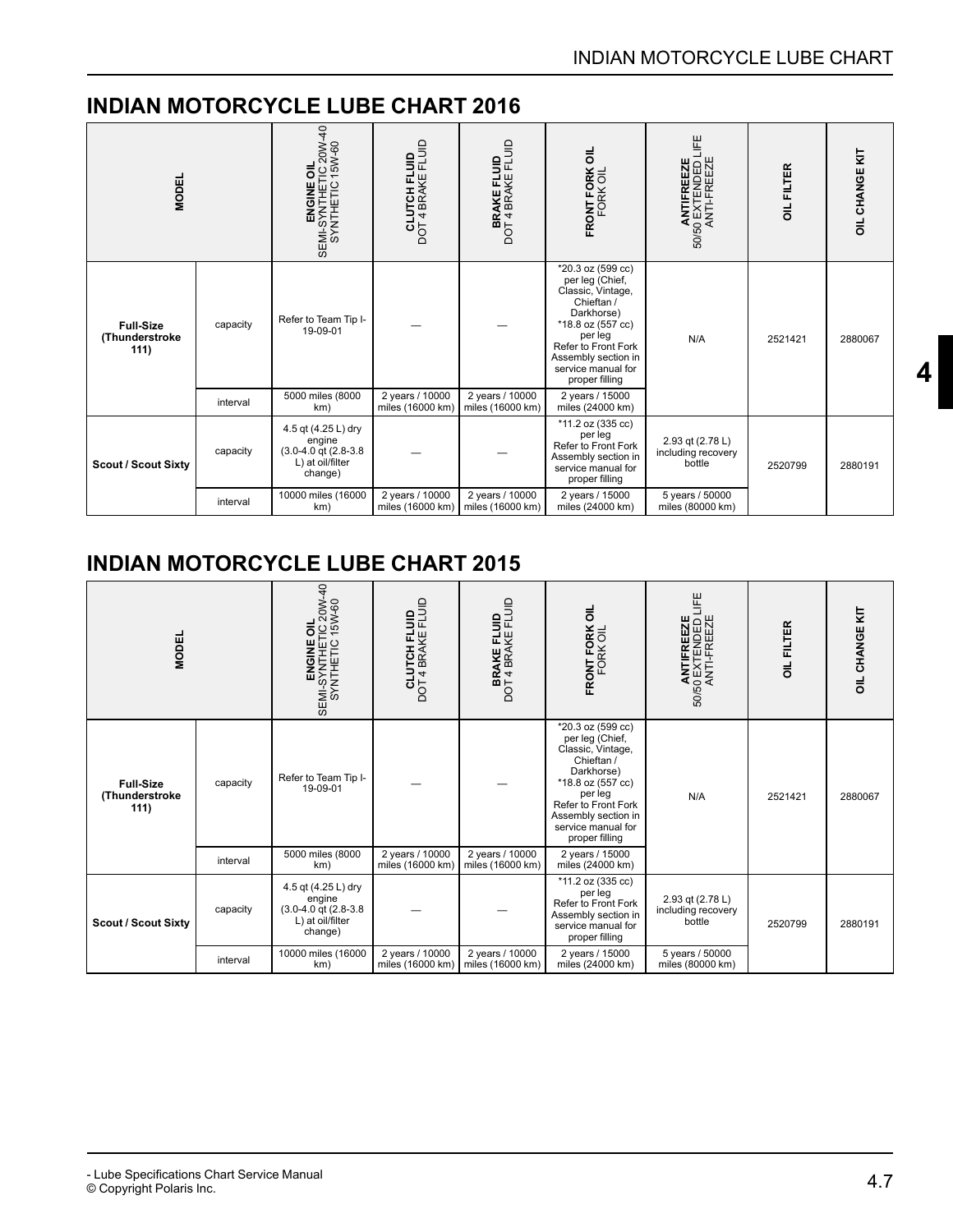## INDIAN MOTORCYCLE LUBE CHART 2016

| MODEL | | **ENGINE OIL** SEMI-SYNTHETIC 20W-40 SYNTHETIC 15W-60 | **CLUTCH FLUID** DOT 4 BRAKE FLUID | **BRAKE FLUID** DOT 4 BRAKE FLUID | **FRONT FORK OIL** FORK OIL | **ANTIFREEZE** 50/50 EXTENDED LIFE ANTI-FREEZE | **OIL FILTER** | **OIL CHANGE KIT** |
|---|---|---|---|---|---|---|---|---|
| **Full-Size (Thunderstroke 111)** | capacity | Refer to Team Tip I-19-09-01 | — | — | *20.3 oz (599 cc) per leg (Chief, Classic, Vintage, Chieftan / Darkhorse) *18.8 oz (557 cc) per leg Refer to Front Fork Assembly section in service manual for proper filling | N/A | 2521421 | 2880067 |
| | interval | 5000 miles (8000 km) | 2 years / 10000 miles (16000 km) | 2 years / 10000 miles (16000 km) | 2 years / 15000 miles (24000 km) | | | |
| **Scout / Scout Sixty** | capacity | 4.5 qt (4.25 L) dry engine (3.0-4.0 qt (2.8-3.8 L) at oil/filter change) | — | — | *11.2 oz (335 cc) per leg Refer to Front Fork Assembly section in service manual for proper filling | 2.93 qt (2.78 L) including recovery bottle | 2520799 | 2880191 |
| | interval | 10000 miles (16000 km) | 2 years / 10000 miles (16000 km) | 2 years / 10000 miles (16000 km) | 2 years / 15000 miles (24000 km) | 5 years / 50000 miles (80000 km) | | |

## INDIAN MOTORCYCLE LUBE CHART 2015

| MODEL | | **ENGINE OIL** SEMI-SYNTHETIC 20W-40 SYNTHETIC 15W-60 | **CLUTCH FLUID** DOT 4 BRAKE FLUID | **BRAKE FLUID** DOT 4 BRAKE FLUID | **FRONT FORK OIL** FORK OIL | **ANTIFREEZE** 50/50 EXTENDED LIFE ANTI-FREEZE | **OIL FILTER** | **OIL CHANGE KIT** |
|---|---|---|---|---|---|---|---|---|
| **Full-Size (Thunderstroke 111)** | capacity | Refer to Team Tip I-19-09-01 | — | — | *20.3 oz (599 cc) per leg (Chief, Classic, Vintage, Chieftan / Darkhorse) *18.8 oz (557 cc) per leg Refer to Front Fork Assembly section in service manual for proper filling | N/A | 2521421 | 2880067 |
| | interval | 5000 miles (8000 km) | 2 years / 10000 miles (16000 km) | 2 years / 10000 miles (16000 km) | 2 years / 15000 miles (24000 km) | | | |
| **Scout / Scout Sixty** | capacity | 4.5 qt (4.25 L) dry engine (3.0-4.0 qt (2.8-3.8 L) at oil/filter change) | — | — | *11.2 oz (335 cc) per leg Refer to Front Fork Assembly section in service manual for proper filling | 2.93 qt (2.78 L) including recovery bottle | 2520799 | 2880191 |
| | interval | 10000 miles (16000 km) | 2 years / 10000 miles (16000 km) | 2 years / 10000 miles (16000 km) | 2 years / 15000 miles (24000 km) | 5 years / 50000 miles (80000 km) | | |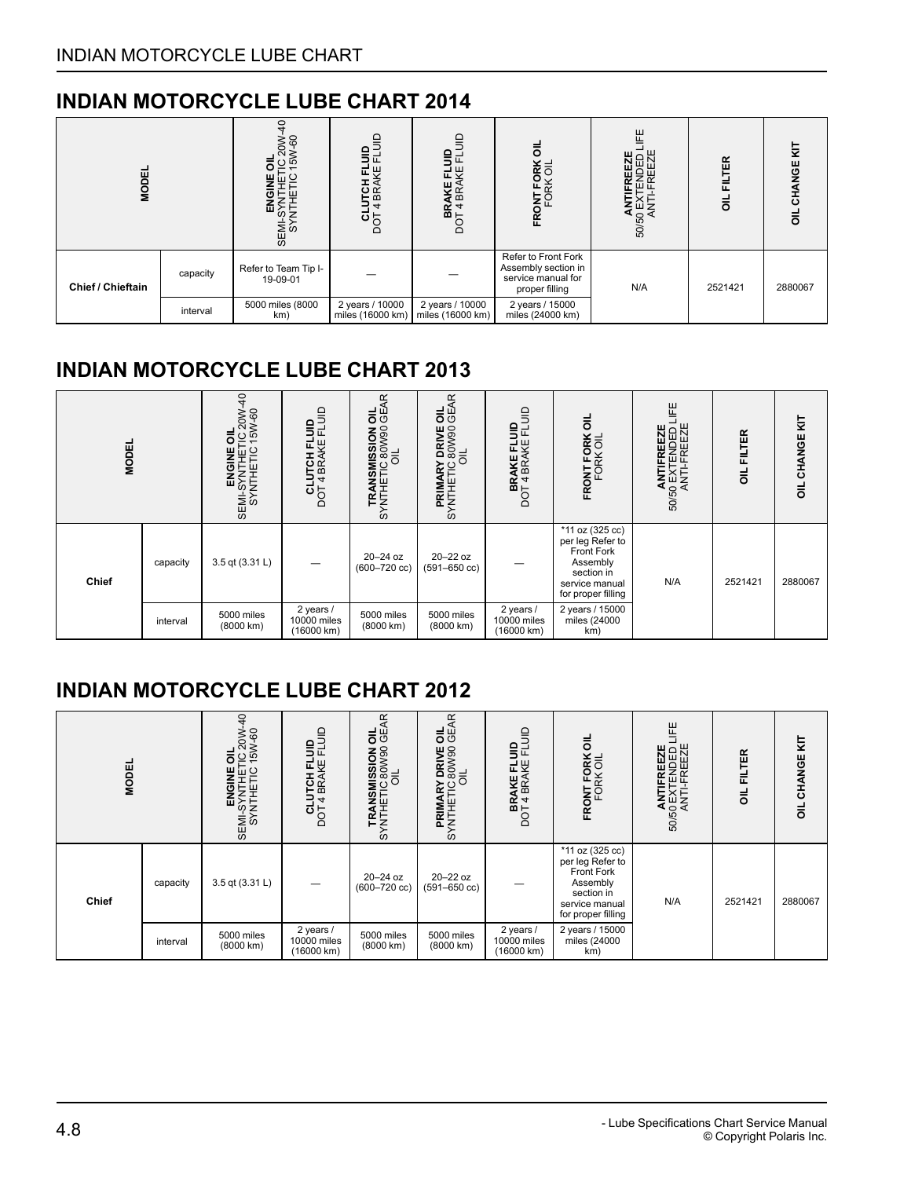## INDIAN MOTORCYCLE LUBE CHART 2014

| MODEL | | ENGINE OIL SEMI-SYNTHETIC 20W-40 SYNTHETIC 15W-60 | CLUTCH FLUID DOT 4 BRAKE FLUID | BRAKE FLUID DOT 4 BRAKE FLUID | FRONT FORK OIL FORK OIL | ANTIFREEZE 50/50 EXTENDED LIFE ANTI-FREEZE | OIL FILTER | OIL CHANGE KIT |
|---|---|---|---|---|---|---|---|---|
| Chief / Chieftain | capacity | Refer to Team Tip I-19-09-01 | — | — | Refer to Front Fork Assembly section in service manual for proper filling | N/A | 2521421 | 2880067 |
| | interval | 5000 miles (8000 km) | 2 years / 10000 miles (16000 km) | 2 years / 10000 miles (16000 km) | 2 years / 15000 miles (24000 km) | | | |

## INDIAN MOTORCYCLE LUBE CHART 2013

| MODEL | | ENGINE OIL SEMI-SYNTHETIC 20W-40 SYNTHETIC 15W-60 | CLUTCH FLUID DOT 4 BRAKE FLUID | TRANSMISSION OIL SYNTHETIC 80W90 GEAR OIL | PRIMARY DRIVE OIL SYNTHETIC 80W90 GEAR OIL | BRAKE FLUID DOT 4 BRAKE FLUID | FRONT FORK OIL FORK OIL | ANTIFREEZE 50/50 EXTENDED LIFE ANTI-FREEZE | OIL FILTER | OIL CHANGE KIT |
|---|---|---|---|---|---|---|---|---|---|---|
| Chief | capacity | 3.5 qt (3.31 L) | — | 20–24 oz (600–720 cc) | 20–22 oz (591–650 cc) | — | *11 oz (325 cc) per leg Refer to Front Fork Assembly section in service manual for proper filling | N/A | 2521421 | 2880067 |
| | interval | 5000 miles (8000 km) | 2 years / 10000 miles (16000 km) | 5000 miles (8000 km) | 5000 miles (8000 km) | 2 years / 10000 miles (16000 km) | 2 years / 15000 miles (24000 km) | | | |

## INDIAN MOTORCYCLE LUBE CHART 2012

| MODEL | | ENGINE OIL SEMI-SYNTHETIC 20W-40 SYNTHETIC 15W-60 | CLUTCH FLUID DOT 4 BRAKE FLUID | TRANSMISSION OIL SYNTHETIC 80W90 GEAR OIL | PRIMARY DRIVE OIL SYNTHETIC 80W90 GEAR OIL | BRAKE FLUID DOT 4 BRAKE FLUID | FRONT FORK OIL FORK OIL | ANTIFREEZE 50/50 EXTENDED LIFE ANTI-FREEZE | OIL FILTER | OIL CHANGE KIT |
|---|---|---|---|---|---|---|---|---|---|---|
| Chief | capacity | 3.5 qt (3.31 L) | — | 20–24 oz (600–720 cc) | 20–22 oz (591–650 cc) | — | *11 oz (325 cc) per leg Refer to Front Fork Assembly section in service manual for proper filling | N/A | 2521421 | 2880067 |
| | interval | 5000 miles (8000 km) | 2 years / 10000 miles (16000 km) | 5000 miles (8000 km) | 5000 miles (8000 km) | 2 years / 10000 miles (16000 km) | 2 years / 15000 miles (24000 km) | | | |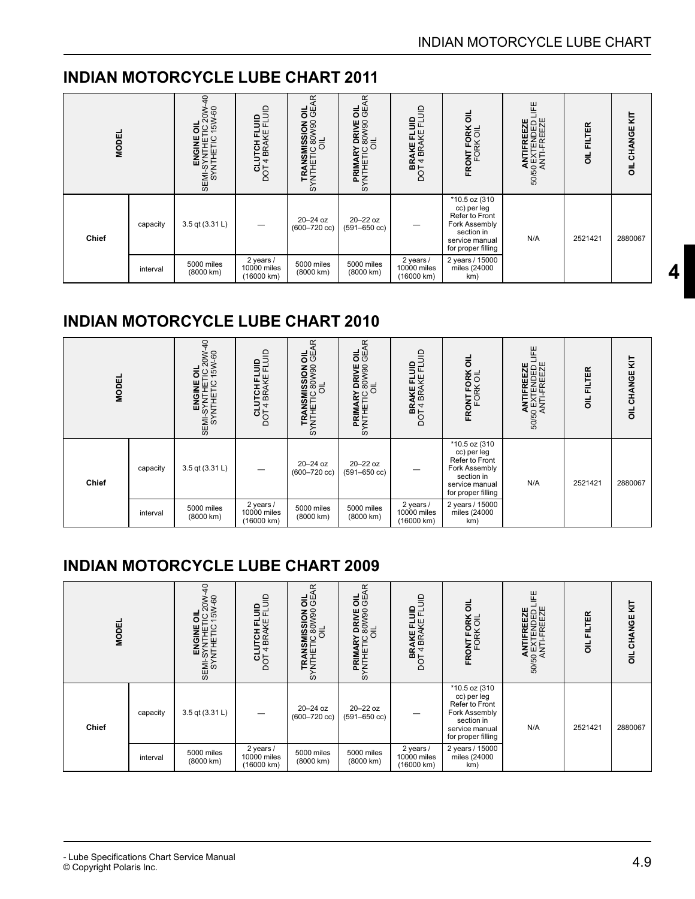## INDIAN MOTORCYCLE LUBE CHART 2011

| MODEL | | **ENGINE OIL** SEMI-SYNTHETIC 20W-40 SYNTHETIC 15W-60 | **CLUTCH FLUID** DOT 4 BRAKE FLUID | **TRANSMISSION OIL** SYNTHETIC 80W90 GEAR OIL | **PRIMARY DRIVE OIL** SYNTHETIC 80W90 GEAR OIL | **BRAKE FLUID** DOT 4 BRAKE FLUID | **FRONT FORK OIL** FORK OIL | **ANTIFREEZE** 50/50 EXTENDED LIFE ANTI-FREEZE | **OIL FILTER** | **OIL CHANGE KIT** |
|---|---|---|---|---|---|---|---|---|---|---|
| **Chief** | capacity | 3.5 qt (3.31 L) | — | 20–24 oz (600–720 cc) | 20–22 oz (591–650 cc) | — | *10.5 oz (310 cc) per leg Refer to Front Fork Assembly section in service manual for proper filling | N/A | 2521421 | 2880067 |
| | interval | 5000 miles (8000 km) | 2 years / 10000 miles (16000 km) | 5000 miles (8000 km) | 5000 miles (8000 km) | 2 years / 10000 miles (16000 km) | 2 years / 15000 miles (24000 km) | | | |

## INDIAN MOTORCYCLE LUBE CHART 2010

| MODEL | | **ENGINE OIL** SEMI-SYNTHETIC 20W-40 SYNTHETIC 15W-60 | **CLUTCH FLUID** DOT 4 BRAKE FLUID | **TRANSMISSION OIL** SYNTHETIC 80W90 GEAR OIL | **PRIMARY DRIVE OIL** SYNTHETIC 80W90 GEAR OIL | **BRAKE FLUID** DOT 4 BRAKE FLUID | **FRONT FORK OIL** FORK OIL | **ANTIFREEZE** 50/50 EXTENDED LIFE ANTI-FREEZE | **OIL FILTER** | **OIL CHANGE KIT** |
|---|---|---|---|---|---|---|---|---|---|---|
| **Chief** | capacity | 3.5 qt (3.31 L) | — | 20–24 oz (600–720 cc) | 20–22 oz (591–650 cc) | — | *10.5 oz (310 cc) per leg Refer to Front Fork Assembly section in service manual for proper filling | N/A | 2521421 | 2880067 |
| | interval | 5000 miles (8000 km) | 2 years / 10000 miles (16000 km) | 5000 miles (8000 km) | 5000 miles (8000 km) | 2 years / 10000 miles (16000 km) | 2 years / 15000 miles (24000 km) | | | |

## INDIAN MOTORCYCLE LUBE CHART 2009

| MODEL | | **ENGINE OIL** SEMI-SYNTHETIC 20W-40 SYNTHETIC 15W-60 | **CLUTCH FLUID** DOT 4 BRAKE FLUID | **TRANSMISSION OIL** SYNTHETIC 80W90 GEAR OIL | **PRIMARY DRIVE OIL** SYNTHETIC 80W90 GEAR OIL | **BRAKE FLUID** DOT 4 BRAKE FLUID | **FRONT FORK OIL** FORK OIL | **ANTIFREEZE** 50/50 EXTENDED LIFE ANTI-FREEZE | **OIL FILTER** | **OIL CHANGE KIT** |
|---|---|---|---|---|---|---|---|---|---|---|
| **Chief** | capacity | 3.5 qt (3.31 L) | — | 20–24 oz (600–720 cc) | 20–22 oz (591–650 cc) | — | *10.5 oz (310 cc) per leg Refer to Front Fork Assembly section in service manual for proper filling | N/A | 2521421 | 2880067 |
| | interval | 5000 miles (8000 km) | 2 years / 10000 miles (16000 km) | 5000 miles (8000 km) | 5000 miles (8000 km) | 2 years / 10000 miles (16000 km) | 2 years / 15000 miles (24000 km) | | | |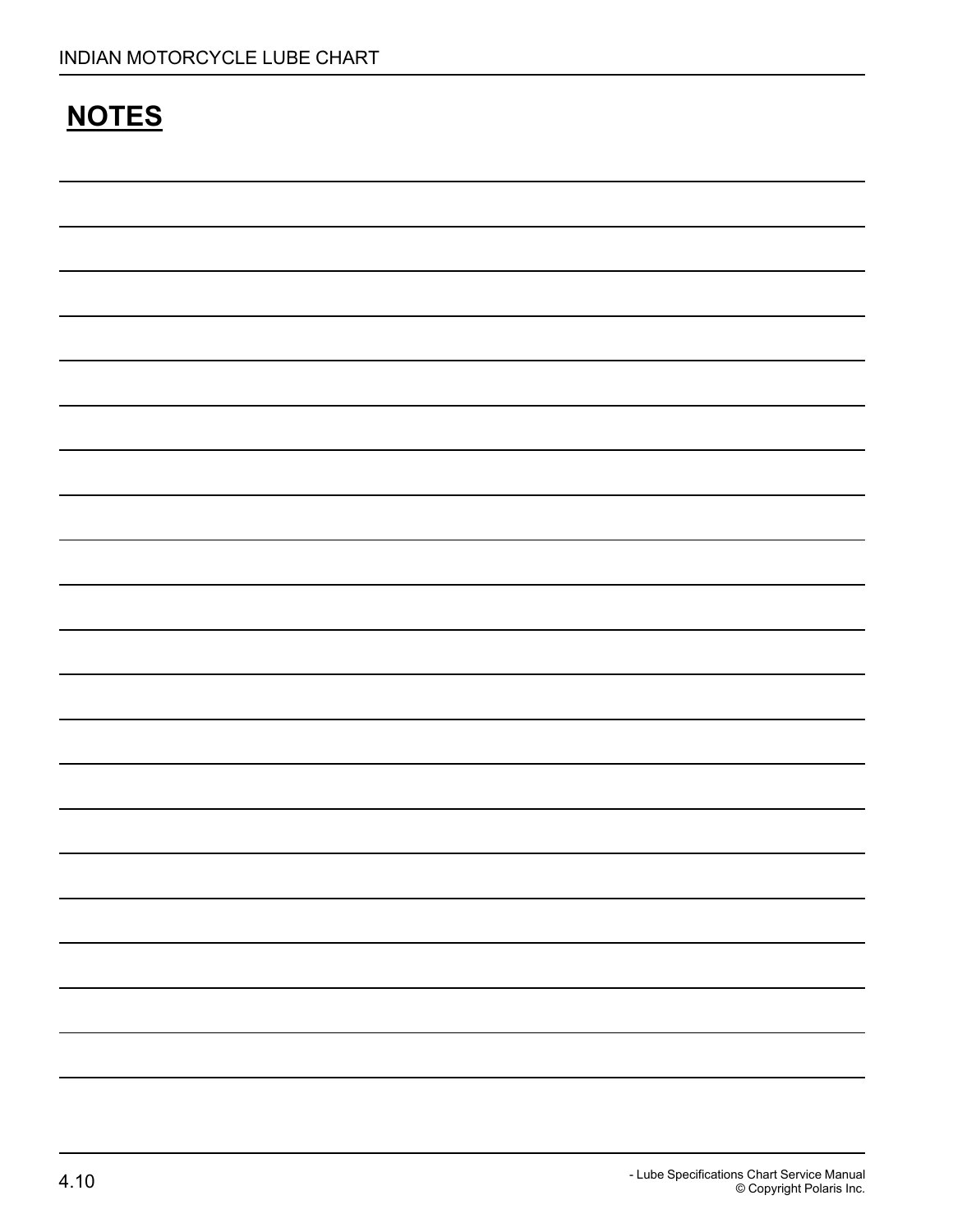## NOTES